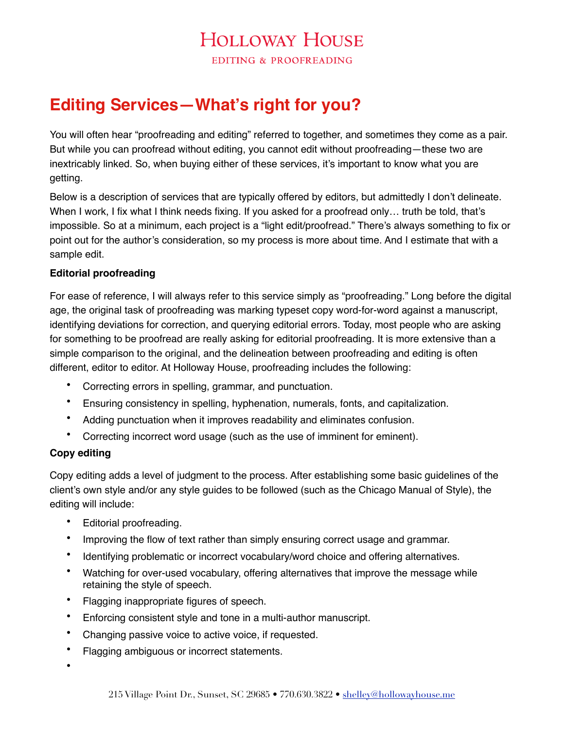# Holloway House

EDITING & PROOFREADING

## Editing Services—What's right for you?

You will often hear "proofreading and editing" referred to together, and sometimes they come as a pair. But while you can proofread without editing, you cannot edit without proofreading—these two are inextricably linked. So, when buying either of these services, it's important to know what you are getting.

Below is a description of services that are typically offered by editors, but admittedly I don't delineate. When I work, I fix what I think needs fixing. If you asked for a proofread only… truth be told, that's impossible. So at a minimum, each project is a "light edit/proofread." There's always something to fix or point out for the author's consideration, so my process is more about time. And I estimate that with a sample edit.

**Editorial proofreading**

For ease of reference, I will always refer to this service simply as "proofreading." Long before the digital age, the original task of proofreading was marking typeset copy word-for-word against a manuscript, identifying deviations for correction, and querying editorial errors. Today, most people who are asking for something to be proofread are really asking for editorial proofreading. It is more extensive than a simple comparison to the original, and the delineation between proofreading and editing is often different, editor to editor. At Holloway House, proofreading includes the following:

- Correcting errors in spelling, grammar, and punctuation.
- Ensuring consistency in spelling, hyphenation, numerals, fonts, and capitalization.
- Adding punctuation when it improves readability and eliminates confusion.
- Correcting incorrect word usage (such as the use of imminent for eminent).

**Copy editing**

Copy editing adds a level of judgment to the process. After establishing some basic guidelines of the client's own style and/or any style guides to be followed (such as the Chicago Manual of Style), the editing will include:

- Editorial proofreading.
- Improving the flow of text rather than simply ensuring correct usage and grammar.
- Identifying problematic or incorrect vocabulary/word choice and offering alternatives.
- Watching for over-used vocabulary, offering alternatives that improve the message while retaining the style of speech.
- Flagging inappropriate figures of speech.
- Enforcing consistent style and tone in a multi-author manuscript.
- Changing passive voice to active voice, if requested.
- Flagging ambiguous or incorrect statements.
- 

215 Village Point Dr., Sunset, SC 29685 • 770.630.3822 • shelley@hollowayhouse.me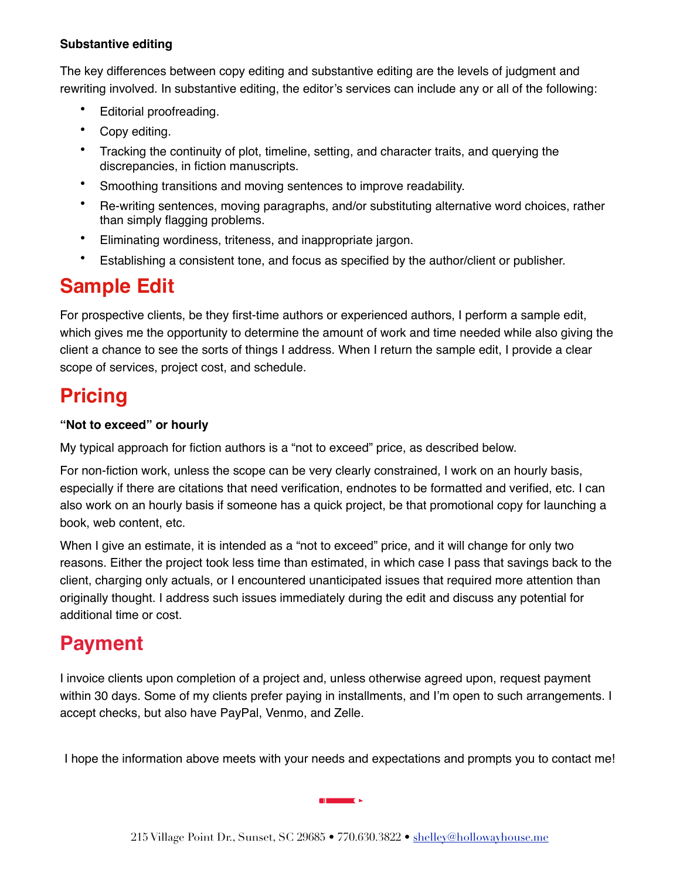### Substantive editing

The key differences between copy editing and substantive editing are the levels of judgment and rewriting involved. In substantive editing, the editor's services can include any or all of the following:

- Editorial proofreading.
- Copy editing.
- Tracking the continuity of plot, timeline, setting, and character traits, and querying the discrepancies, in fiction manuscripts.
- Smoothing transitions and moving sentences to improve readability.
- Re-writing sentences, moving paragraphs, and/or substituting alternative word choices, rather than simply flagging problems.
- Eliminating wordiness, triteness, and inappropriate jargon.
- Establishing a consistent tone, and focus as specified by the author/client or publisher.

## Sample Edit

For prospective clients, be they first-time authors or experienced authors, I perform a sample edit, which gives me the opportunity to determine the amount of work and time needed while also giving the client a chance to see the sorts of things I address. When I return the sample edit, I provide a clear scope of services, project cost, and schedule.

## Pricing

### "Not to exceed" or hourly

My typical approach for fiction authors is a "not to exceed" price, as described below.

For non-fiction work, unless the scope can be very clearly constrained, I work on an hourly basis, especially if there are citations that need verification, endnotes to be formatted and verified, etc. I can also work on an hourly basis if someone has a quick project, be that promotional copy for launching a book, web content, etc.

When I give an estimate, it is intended as a "not to exceed" price, and it will change for only two reasons. Either the project took less time than estimated, in which case I pass that savings back to the client, charging only actuals, or I encountered unanticipated issues that required more attention than originally thought. I address such issues immediately during the edit and discuss any potential for additional time or cost.

## Payment

I invoice clients upon completion of a project and, unless otherwise agreed upon, request payment within 30 days. Some of my clients prefer paying in installments, and I'm open to such arrangements. I accept checks, but also have PayPal, Venmo, and Zelle.

I hope the information above meets with your needs and expectations and prompts you to contact me!

215 Village Point Dr., Sunset, SC 29685 • 770.630.3822 • shelley@hollowayhouse.me